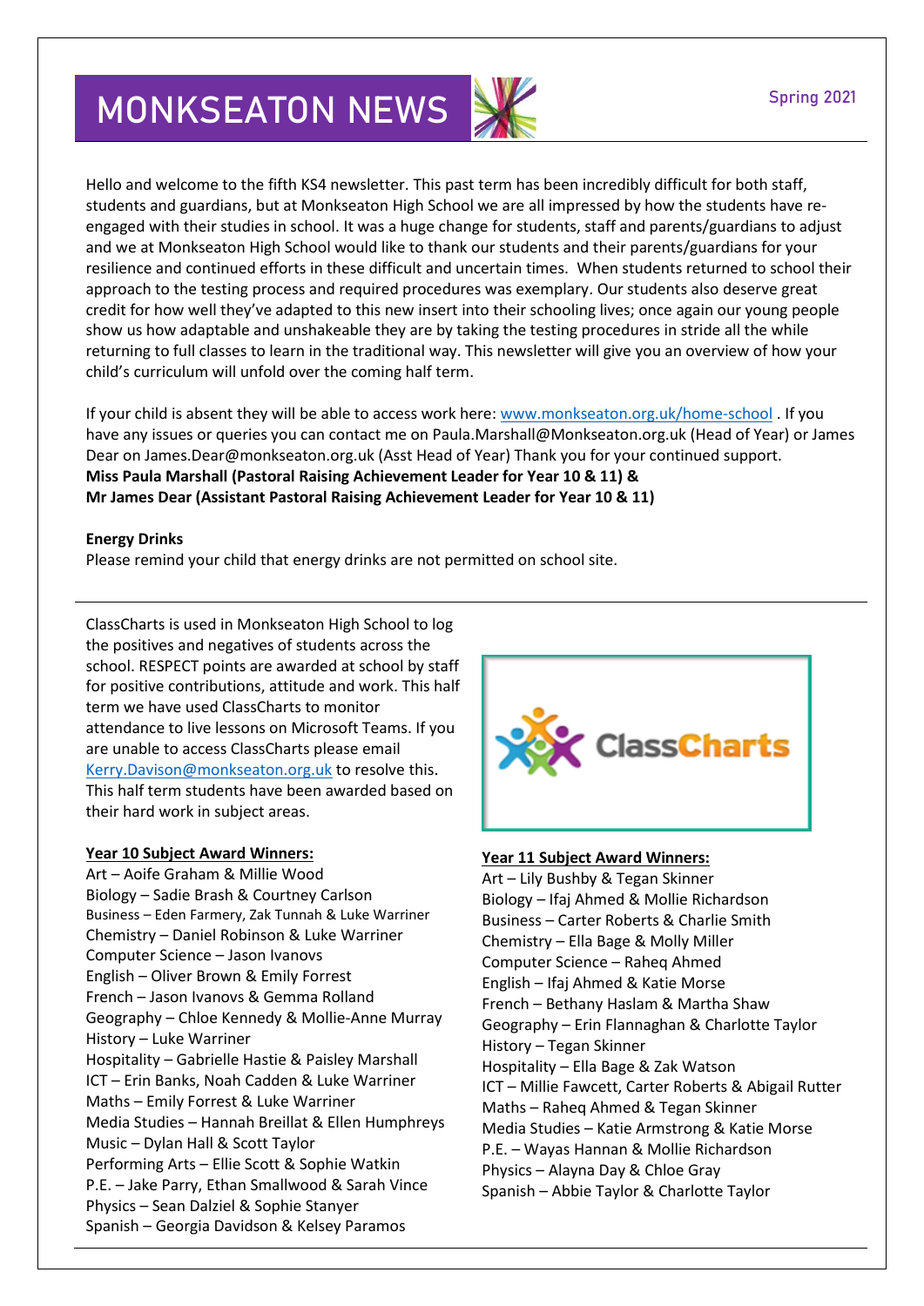# MONKSEATON NEWS

Spring 2021

Hello and welcome to the fifth KS4 newsletter. This past term has been incredibly difficult for both staff, students and guardians, but at Monkseaton High School we are all impressed by how the students have re-engaged with their studies in school. It was a huge change for students, staff and parents/guardians to adjust and we at Monkseaton High School would like to thank our students and their parents/guardians for your resilience and continued efforts in these difficult and uncertain times. When students returned to school their approach to the testing process and required procedures was exemplary. Our students also deserve great credit for how well they've adapted to this new insert into their schooling lives; once again our young people show us how adaptable and unshakeable they are by taking the testing procedures in stride all the while returning to full classes to learn in the traditional way. This newsletter will give you an overview of how your child's curriculum will unfold over the coming half term.

If your child is absent they will be able to access work here: [www.monkseaton.org.uk/home-school](http://www.monkseaton.org.uk/home-school) . If you have any issues or queries you can contact me on Paula.Marshall@Monkseaton.org.uk (Head of Year) or James Dear on James.Dear@monkseaton.org.uk (Asst Head of Year) Thank you for your continued support.
**Miss Paula Marshall (Pastoral Raising Achievement Leader for Year 10 & 11) &**
**Mr James Dear (Assistant Pastoral Raising Achievement Leader for Year 10 & 11)**

**Energy Drinks**
Please remind your child that energy drinks are not permitted on school site.

---

ClassCharts is used in Monkseaton High School to log the positives and negatives of students across the school. RESPECT points are awarded at school by staff for positive contributions, attitude and work. This half term we have used ClassCharts to monitor attendance to live lessons on Microsoft Teams. If you are unable to access ClassCharts please email [Kerry.Davison@monkseaton.org.uk](mailto:Kerry.Davison@monkseaton.org.uk) to resolve this. This half term students have been awarded based on their hard work in subject areas.

**Year 10 Subject Award Winners:**

Art – Aoife Graham & Millie Wood
Biology – Sadie Brash & Courtney Carlson
Business – Eden Farmery, Zak Tunnah & Luke Warriner
Chemistry – Daniel Robinson & Luke Warriner
Computer Science – Jason Ivanovs
English – Oliver Brown & Emily Forrest
French – Jason Ivanovs & Gemma Rolland
Geography – Chloe Kennedy & Mollie-Anne Murray
History – Luke Warriner
Hospitality – Gabrielle Hastie & Paisley Marshall
ICT – Erin Banks, Noah Cadden & Luke Warriner
Maths – Emily Forrest & Luke Warriner
Media Studies – Hannah Breillat & Ellen Humphreys
Music – Dylan Hall & Scott Taylor
Performing Arts – Ellie Scott & Sophie Watkin
P.E. – Jake Parry, Ethan Smallwood & Sarah Vince
Physics – Sean Dalziel & Sophie Stanyer
Spanish – Georgia Davidson & Kelsey Paramos

**Year 11 Subject Award Winners:**

Art – Lily Bushby & Tegan Skinner
Biology – Ifaj Ahmed & Mollie Richardson
Business – Carter Roberts & Charlie Smith
Chemistry – Ella Bage & Molly Miller
Computer Science – Raheq Ahmed
English – Ifaj Ahmed & Katie Morse
French – Bethany Haslam & Martha Shaw
Geography – Erin Flannaghan & Charlotte Taylor
History – Tegan Skinner
Hospitality – Ella Bage & Zak Watson
ICT – Millie Fawcett, Carter Roberts & Abigail Rutter
Maths – Raheq Ahmed & Tegan Skinner
Media Studies – Katie Armstrong & Katie Morse
P.E. – Wayas Hannan & Mollie Richardson
Physics – Alayna Day & Chloe Gray
Spanish – Abbie Taylor & Charlotte Taylor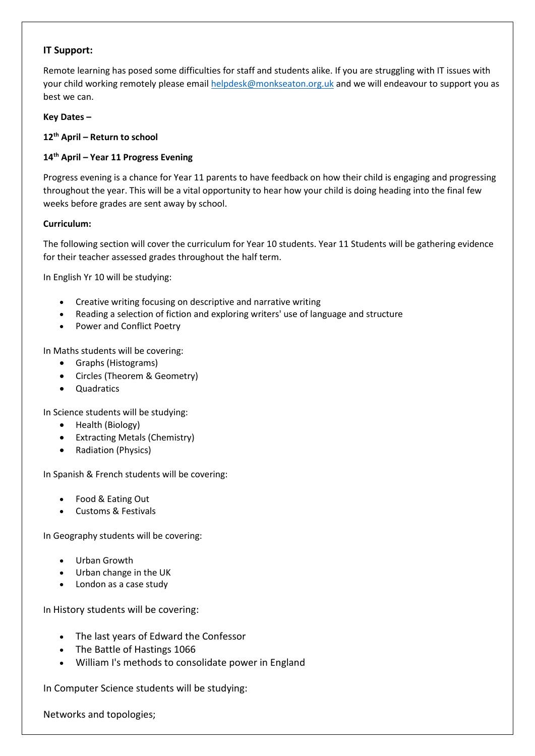**IT Support:**

Remote learning has posed some difficulties for staff and students alike. If you are struggling with IT issues with your child working remotely please email helpdesk@monkseaton.org.uk and we will endeavour to support you as best we can.

**Key Dates –**

**12th April – Return to school**

**14th April – Year 11 Progress Evening**

Progress evening is a chance for Year 11 parents to have feedback on how their child is engaging and progressing throughout the year. This will be a vital opportunity to hear how your child is doing heading into the final few weeks before grades are sent away by school.

**Curriculum:**

The following section will cover the curriculum for Year 10 students. Year 11 Students will be gathering evidence for their teacher assessed grades throughout the half term.

In English Yr 10 will be studying:

- Creative writing focusing on descriptive and narrative writing
- Reading a selection of fiction and exploring writers' use of language and structure
- Power and Conflict Poetry

In Maths students will be covering:

- Graphs (Histograms)
- Circles (Theorem & Geometry)
- Quadratics

In Science students will be studying:

- Health (Biology)
- Extracting Metals (Chemistry)
- Radiation (Physics)

In Spanish & French students will be covering:

- Food & Eating Out
- Customs & Festivals

In Geography students will be covering:

- Urban Growth
- Urban change in the UK
- London as a case study

In History students will be covering:

- The last years of Edward the Confessor
- The Battle of Hastings 1066
- William I's methods to consolidate power in England

In Computer Science students will be studying:

Networks and topologies;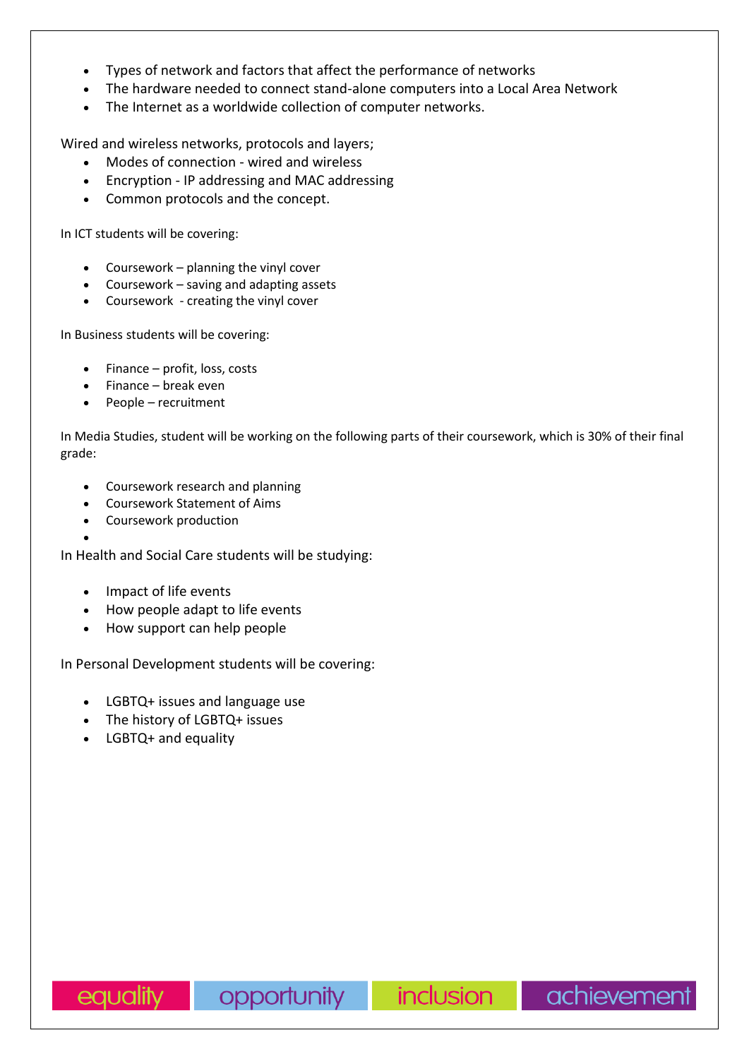- Types of network and factors that affect the performance of networks
- The hardware needed to connect stand-alone computers into a Local Area Network
- The Internet as a worldwide collection of computer networks.

Wired and wireless networks, protocols and layers;

- Modes of connection - wired and wireless
- Encryption - IP addressing and MAC addressing
- Common protocols and the concept.

In ICT students will be covering:

- Coursework – planning the vinyl cover
- Coursework – saving and adapting assets
- Coursework - creating the vinyl cover

In Business students will be covering:

- Finance – profit, loss, costs
- Finance – break even
- People – recruitment

In Media Studies, student will be working on the following parts of their coursework, which is 30% of their final grade:

- Coursework research and planning
- Coursework Statement of Aims
- Coursework production

In Health and Social Care students will be studying:

- Impact of life events
- How people adapt to life events
- How support can help people

In Personal Development students will be covering:

- LGBTQ+ issues and language use
- The history of LGBTQ+ issues
- LGBTQ+ and equality

equality opportunity inclusion achievement